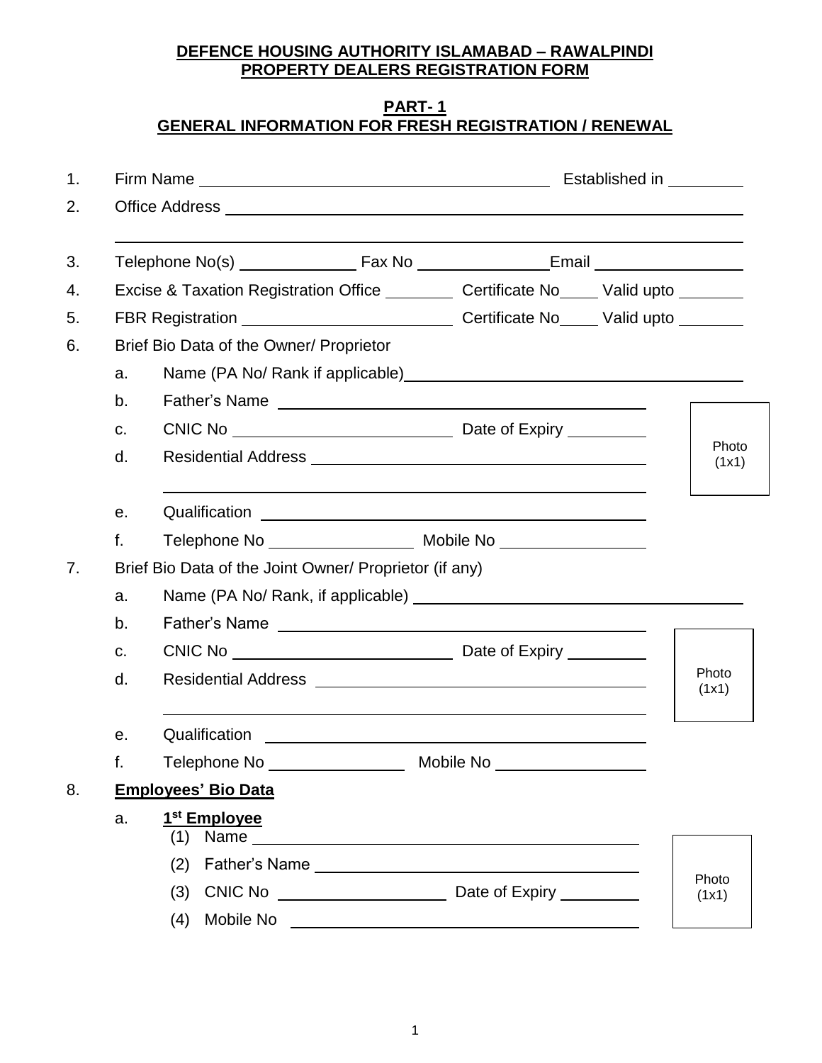# DEFENCE HOUSING AUTHORITY ISLAMABAD – RAWALPINDI
# PROPERTY DEALERS REGISTRATION FORM

## PART- 1
## GENERAL INFORMATION FOR FRESH REGISTRATION / RENEWAL

1. Firm Name ______________________________ Established in ________

2. Office Address ______________________________________________
   ______________________________________________

3. Telephone No(s) ____________ Fax No ______________ Email ________________

4. Excise & Taxation Registration Office ________ Certificate No____ Valid upto ________

5. FBR Registration ______________________ Certificate No____ Valid upto ________

6. Brief Bio Data of the Owner/ Proprietor

   a. Name (PA No/ Rank if applicable)______________________________

   b. Father's Name ______________________________

   c. CNIC No ______________________ Date of Expiry _________

   d. Residential Address ______________________________
      ______________________________

   e. Qualification ______________________________

   f. Telephone No ________________ Mobile No ________________

   Photo (1x1)

7. Brief Bio Data of the Joint Owner/ Proprietor (if any)

   a. Name (PA No/ Rank, if applicable) ______________________________

   b. Father's Name ______________________________

   c. CNIC No ______________________ Date of Expiry _________

   d. Residential Address ______________________________
      ______________________________

   e. Qualification ______________________________

   f. Telephone No ________________ Mobile No ________________

   Photo (1x1)

8. **Employees' Bio Data**

   a. **1st Employee**

      (1) Name ______________________________

      (2) Father's Name ______________________________

      (3) CNIC No __________________ Date of Expiry _________

      (4) Mobile No ______________________________

      Photo (1x1)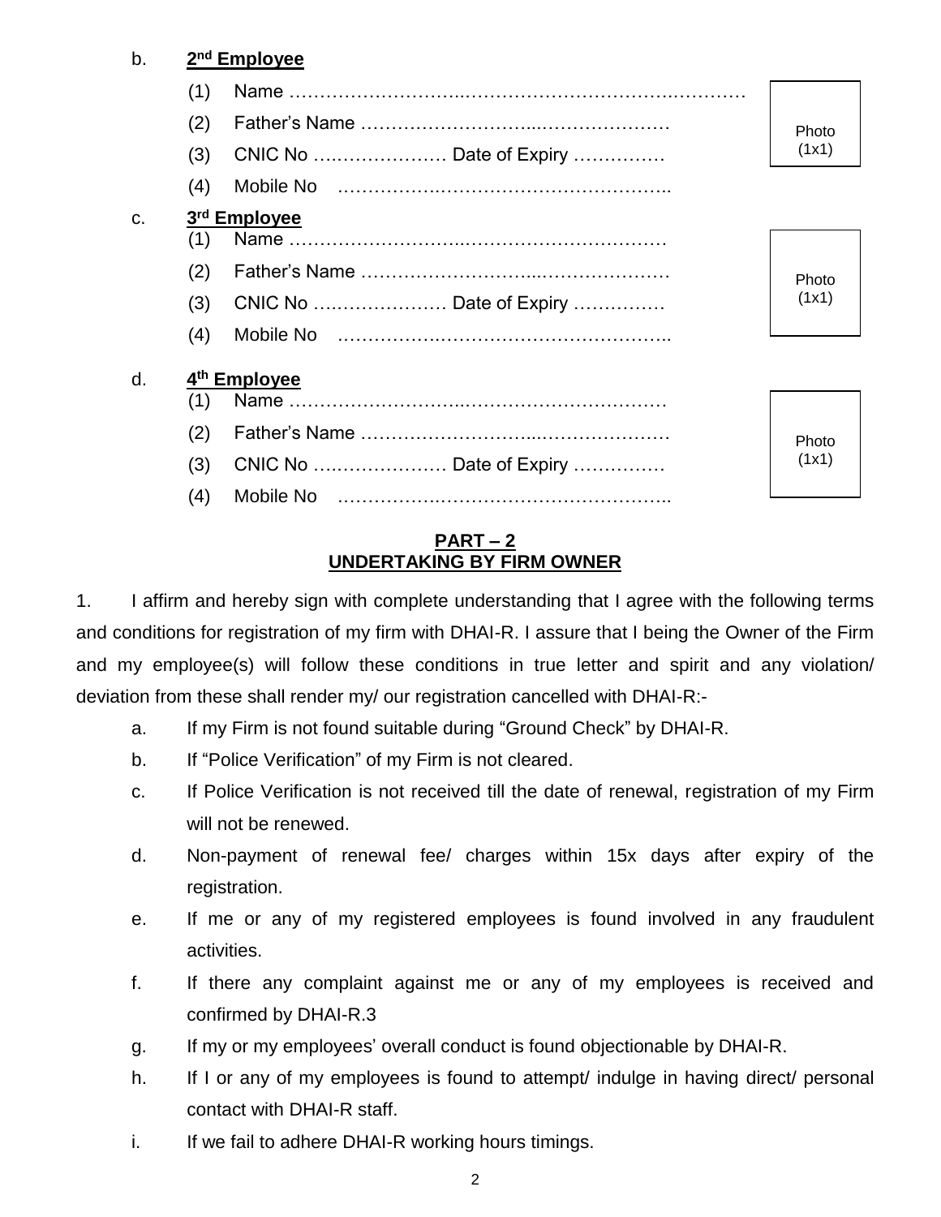b. **2nd Employee**

(1) Name ……………………….……………………………….…………

(2) Father's Name …………………………...…………………

(3) CNIC No …..………………. Date of Expiry ….….……

(4) Mobile No ……………….……………………………..

Photo (1x1)

c. **3rd Employee**

(1) Name ……………………….……………………………

(2) Father's Name …………………………...…………………

(3) CNIC No …..………………. Date of Expiry ….….……

(4) Mobile No ……………….……………………………..

Photo (1x1)

d. **4th Employee**

(1) Name ……………………….……………………………

(2) Father's Name …………………………...…………………

(3) CNIC No …..………………. Date of Expiry ….….……

(4) Mobile No ……………….……………………………..

Photo (1x1)

## PART – 2
## UNDERTAKING BY FIRM OWNER

1. I affirm and hereby sign with complete understanding that I agree with the following terms and conditions for registration of my firm with DHAI-R. I assure that I being the Owner of the Firm and my employee(s) will follow these conditions in true letter and spirit and any violation/ deviation from these shall render my/ our registration cancelled with DHAI-R:-

   a. If my Firm is not found suitable during "Ground Check" by DHAI-R.

   b. If "Police Verification" of my Firm is not cleared.

   c. If Police Verification is not received till the date of renewal, registration of my Firm will not be renewed.

   d. Non-payment of renewal fee/ charges within 15x days after expiry of the registration.

   e. If me or any of my registered employees is found involved in any fraudulent activities.

   f. If there any complaint against me or any of my employees is received and confirmed by DHAI-R.3

   g. If my or my employees' overall conduct is found objectionable by DHAI-R.

   h. If I or any of my employees is found to attempt/ indulge in having direct/ personal contact with DHAI-R staff.

   i. If we fail to adhere DHAI-R working hours timings.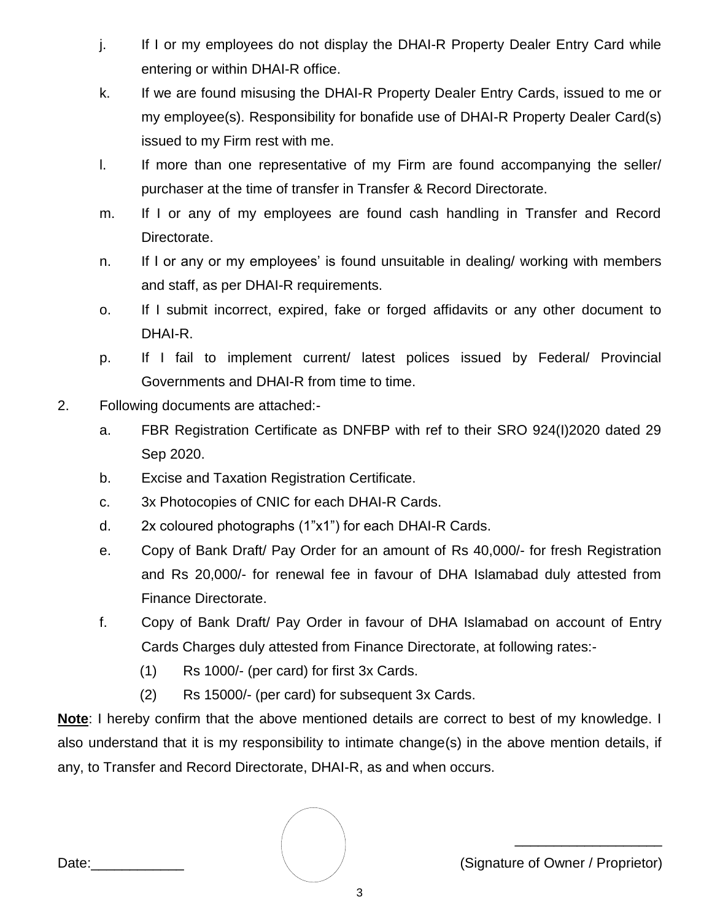j. If I or my employees do not display the DHAI-R Property Dealer Entry Card while entering or within DHAI-R office.

k. If we are found misusing the DHAI-R Property Dealer Entry Cards, issued to me or my employee(s). Responsibility for bonafide use of DHAI-R Property Dealer Card(s) issued to my Firm rest with me.

l. If more than one representative of my Firm are found accompanying the seller/ purchaser at the time of transfer in Transfer & Record Directorate.

m. If I or any of my employees are found cash handling in Transfer and Record Directorate.

n. If I or any or my employees' is found unsuitable in dealing/ working with members and staff, as per DHAI-R requirements.

o. If I submit incorrect, expired, fake or forged affidavits or any other document to DHAI-R.

p. If I fail to implement current/ latest polices issued by Federal/ Provincial Governments and DHAI-R from time to time.

2. Following documents are attached:-

   a. FBR Registration Certificate as DNFBP with ref to their SRO 924(I)2020 dated 29 Sep 2020.

   b. Excise and Taxation Registration Certificate.

   c. 3x Photocopies of CNIC for each DHAI-R Cards.

   d. 2x coloured photographs (1"x1") for each DHAI-R Cards.

   e. Copy of Bank Draft/ Pay Order for an amount of Rs 40,000/- for fresh Registration and Rs 20,000/- for renewal fee in favour of DHA Islamabad duly attested from Finance Directorate.

   f. Copy of Bank Draft/ Pay Order in favour of DHA Islamabad on account of Entry Cards Charges duly attested from Finance Directorate, at following rates:-

      (1) Rs 1000/- (per card) for first 3x Cards.

      (2) Rs 15000/- (per card) for subsequent 3x Cards.

**Note**: I hereby confirm that the above mentioned details are correct to best of my knowledge. I also understand that it is my responsibility to intimate change(s) in the above mention details, if any, to Transfer and Record Directorate, DHAI-R, as and when occurs.

Date:____________

___________________

(Signature of Owner / Proprietor)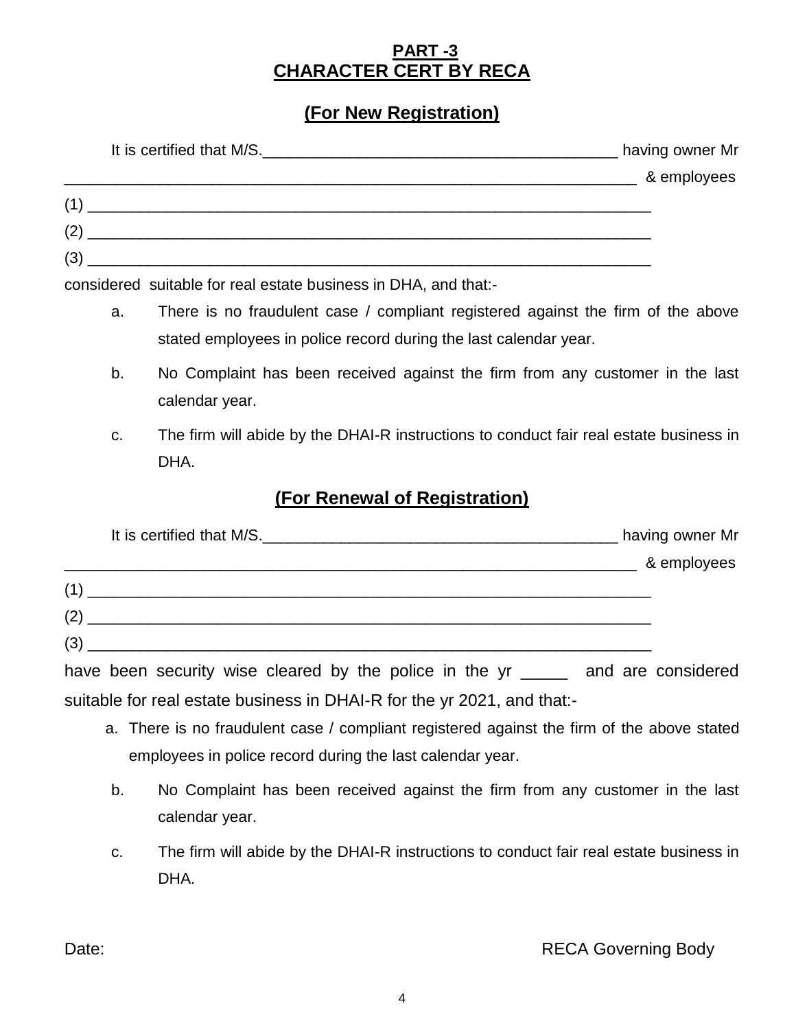**PART -3**
**CHARACTER CERT BY RECA**

## (For New Registration)

It is certified that M/S.__________________________________________ having owner Mr _____________________________________________________________________ & employees

(1) ___________________________________________________________________

(2) ___________________________________________________________________

(3) ___________________________________________________________________

considered suitable for real estate business in DHA, and that:-

a. There is no fraudulent case / compliant registered against the firm of the above stated employees in police record during the last calendar year.

b. No Complaint has been received against the firm from any customer in the last calendar year.

c. The firm will abide by the DHAI-R instructions to conduct fair real estate business in DHA.

## (For Renewal of Registration)

It is certified that M/S.__________________________________________ having owner Mr _____________________________________________________________________ & employees

(1) ___________________________________________________________________

(2) ___________________________________________________________________

(3) ___________________________________________________________________

have been security wise cleared by the police in the yr _____ and are considered suitable for real estate business in DHAI-R for the yr 2021, and that:-

a. There is no fraudulent case / compliant registered against the firm of the above stated employees in police record during the last calendar year.

b. No Complaint has been received against the firm from any customer in the last calendar year.

c. The firm will abide by the DHAI-R instructions to conduct fair real estate business in DHA.

Date: RECA Governing Body